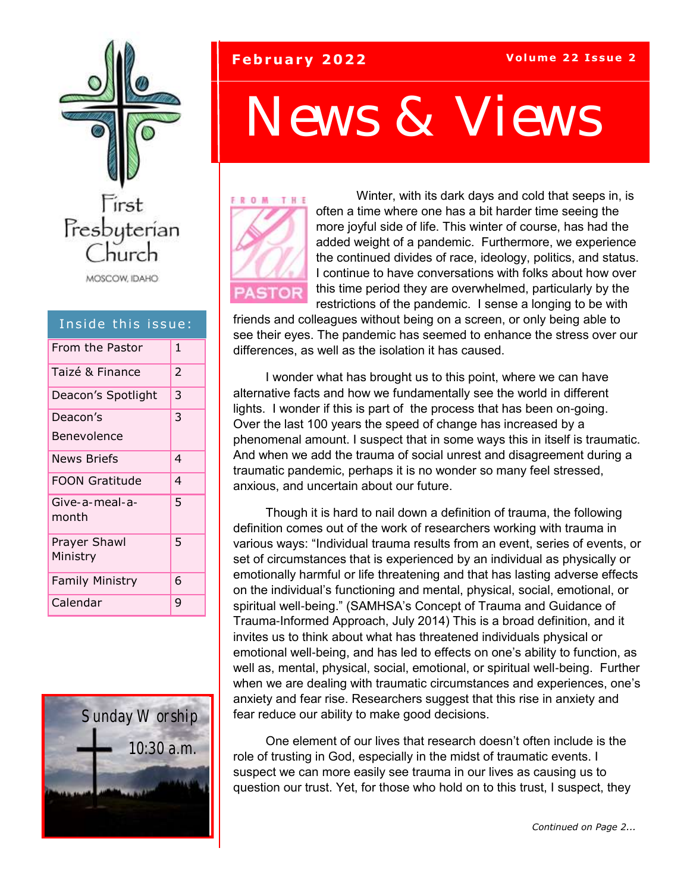First Presbyterian Church

MOSCOW, IDAHO

February 2022 — Volume 22 Issue 2

# News & Views

**Inside this issue:**

| Section | Page |
|---|---|
| From the Pastor | 1 |
| Taizé & Finance | 2 |
| Deacon's Spotlight | 3 |
| Deacon's Benevolence | 3 |
| News Briefs | 4 |
| FOON Gratitude | 4 |
| Give-a-meal-a-month | 5 |
| Prayer Shawl Ministry | 5 |
| Family Ministry | 6 |
| Calendar | 9 |

Sunday Worship 10:30 a.m.

## From the Pastor

Winter, with its dark days and cold that seeps in, is often a time where one has a bit harder time seeing the more joyful side of life. This winter of course, has had the added weight of a pandemic. Furthermore, we experience the continued divides of race, ideology, politics, and status. I continue to have conversations with folks about how over this time period they are overwhelmed, particularly by the restrictions of the pandemic. I sense a longing to be with friends and colleagues without being on a screen, or only being able to see their eyes. The pandemic has seemed to enhance the stress over our differences, as well as the isolation it has caused.

I wonder what has brought us to this point, where we can have alternative facts and how we fundamentally see the world in different lights. I wonder if this is part of the process that has been on-going. Over the last 100 years the speed of change has increased by a phenomenal amount. I suspect that in some ways this in itself is traumatic. And when we add the trauma of social unrest and disagreement during a traumatic pandemic, perhaps it is no wonder so many feel stressed, anxious, and uncertain about our future.

Though it is hard to nail down a definition of trauma, the following definition comes out of the work of researchers working with trauma in various ways: "Individual trauma results from an event, series of events, or set of circumstances that is experienced by an individual as physically or emotionally harmful or life threatening and that has lasting adverse effects on the individual's functioning and mental, physical, social, emotional, or spiritual well-being." (SAMHSA's Concept of Trauma and Guidance of Trauma-Informed Approach, July 2014) This is a broad definition, and it invites us to think about what has threatened individuals physical or emotional well-being, and has led to effects on one's ability to function, as well as, mental, physical, social, emotional, or spiritual well-being. Further when we are dealing with traumatic circumstances and experiences, one's anxiety and fear rise. Researchers suggest that this rise in anxiety and fear reduce our ability to make good decisions.

One element of our lives that research doesn't often include is the role of trusting in God, especially in the midst of traumatic events. I suspect we can more easily see trauma in our lives as causing us to question our trust. Yet, for those who hold on to this trust, I suspect, they

*Continued on Page 2...*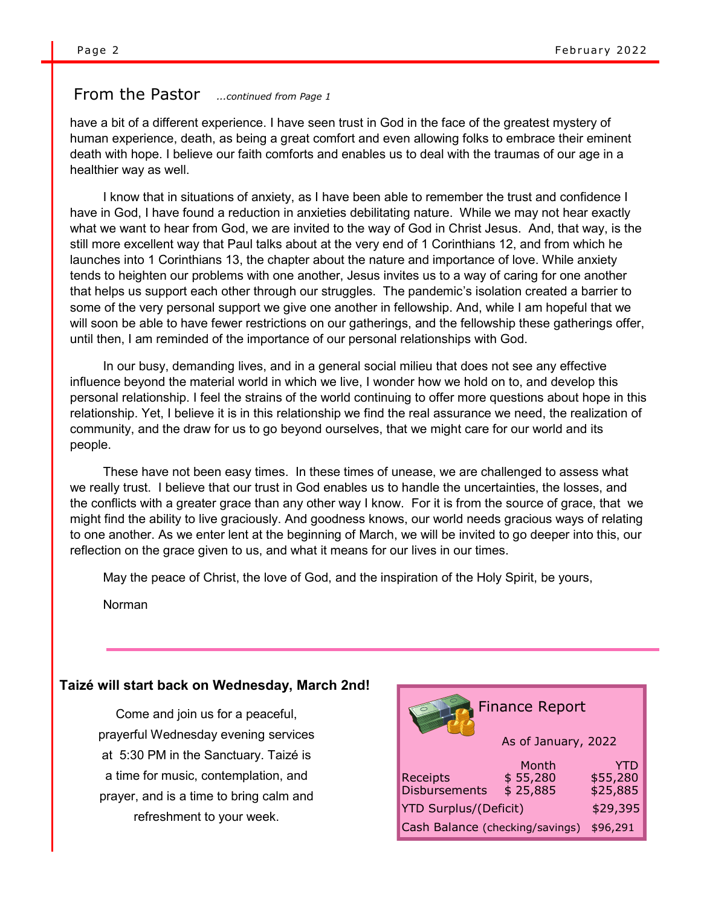## From the Pastor *...continued from Page 1*

have a bit of a different experience. I have seen trust in God in the face of the greatest mystery of human experience, death, as being a great comfort and even allowing folks to embrace their eminent death with hope. I believe our faith comforts and enables us to deal with the traumas of our age in a healthier way as well.

I know that in situations of anxiety, as I have been able to remember the trust and confidence I have in God, I have found a reduction in anxieties debilitating nature. While we may not hear exactly what we want to hear from God, we are invited to the way of God in Christ Jesus. And, that way, is the still more excellent way that Paul talks about at the very end of 1 Corinthians 12, and from which he launches into 1 Corinthians 13, the chapter about the nature and importance of love. While anxiety tends to heighten our problems with one another, Jesus invites us to a way of caring for one another that helps us support each other through our struggles. The pandemic's isolation created a barrier to some of the very personal support we give one another in fellowship. And, while I am hopeful that we will soon be able to have fewer restrictions on our gatherings, and the fellowship these gatherings offer, until then, I am reminded of the importance of our personal relationships with God.

In our busy, demanding lives, and in a general social milieu that does not see any effective influence beyond the material world in which we live, I wonder how we hold on to, and develop this personal relationship. I feel the strains of the world continuing to offer more questions about hope in this relationship. Yet, I believe it is in this relationship we find the real assurance we need, the realization of community, and the draw for us to go beyond ourselves, that we might care for our world and its people.

These have not been easy times. In these times of unease, we are challenged to assess what we really trust. I believe that our trust in God enables us to handle the uncertainties, the losses, and the conflicts with a greater grace than any other way I know. For it is from the source of grace, that we might find the ability to live graciously. And goodness knows, our world needs gracious ways of relating to one another. As we enter lent at the beginning of March, we will be invited to go deeper into this, our reflection on the grace given to us, and what it means for our lives in our times.

May the peace of Christ, the love of God, and the inspiration of the Holy Spirit, be yours,

Norman

---

**Taizé will start back on Wednesday, March 2nd!**

Come and join us for a peaceful, prayerful Wednesday evening services at 5:30 PM in the Sanctuary. Taizé is a time for music, contemplation, and prayer, and is a time to bring calm and refreshment to your week.

### Finance Report

As of January, 2022

| | Month | YTD |
|---|---|---|
| Receipts | $ 55,280 | $55,280 |
| Disbursements | $ 25,885 | $25,885 |
| YTD Surplus/(Deficit) | | $29,395 |
| Cash Balance (checking/savings) | | $96,291 |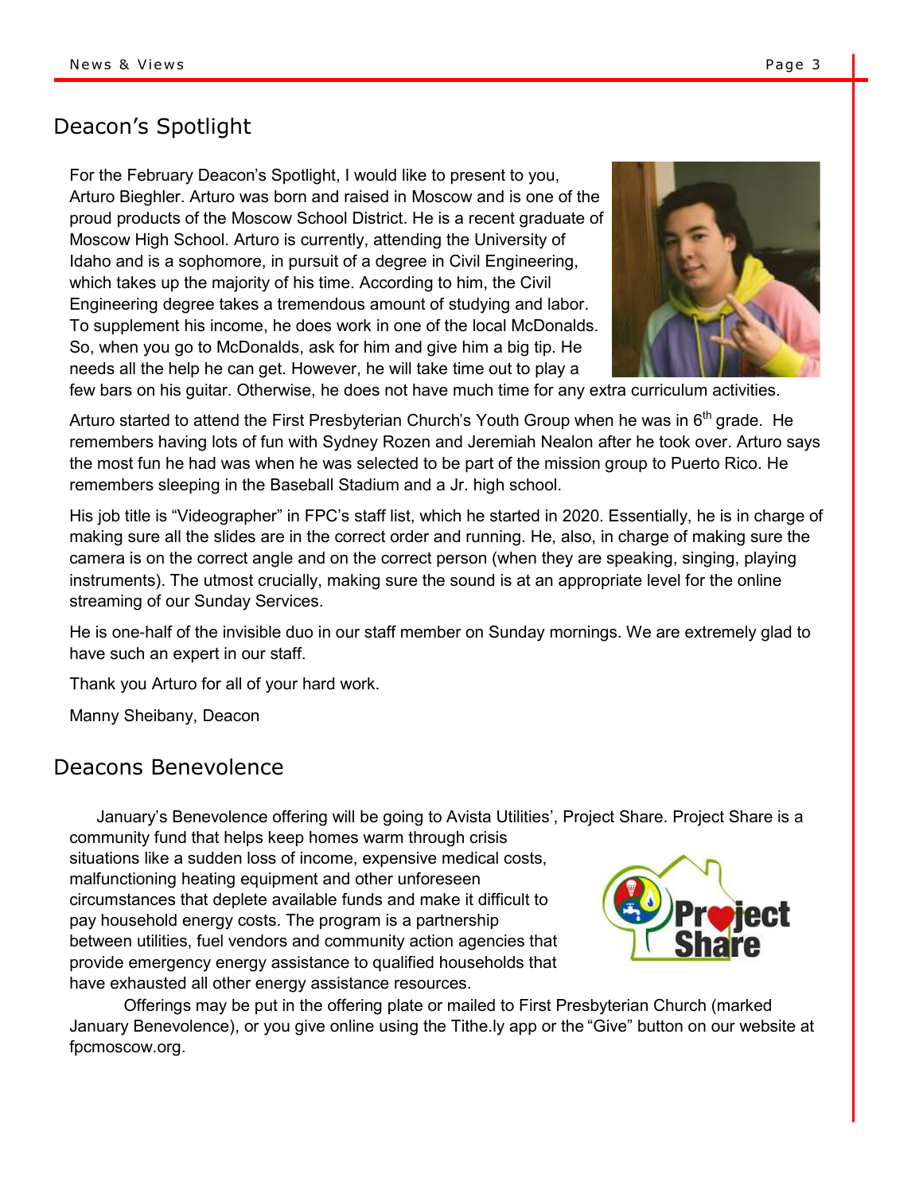## Deacon's Spotlight

For the February Deacon's Spotlight, I would like to present to you, Arturo Bieghler. Arturo was born and raised in Moscow and is one of the proud products of the Moscow School District. He is a recent graduate of Moscow High School. Arturo is currently, attending the University of Idaho and is a sophomore, in pursuit of a degree in Civil Engineering, which takes up the majority of his time. According to him, the Civil Engineering degree takes a tremendous amount of studying and labor. To supplement his income, he does work in one of the local McDonalds. So, when you go to McDonalds, ask for him and give him a big tip. He needs all the help he can get. However, he will take time out to play a few bars on his guitar. Otherwise, he does not have much time for any extra curriculum activities.

Arturo started to attend the First Presbyterian Church's Youth Group when he was in 6th grade. He remembers having lots of fun with Sydney Rozen and Jeremiah Nealon after he took over. Arturo says the most fun he had was when he was selected to be part of the mission group to Puerto Rico. He remembers sleeping in the Baseball Stadium and a Jr. high school.

His job title is "Videographer" in FPC's staff list, which he started in 2020. Essentially, he is in charge of making sure all the slides are in the correct order and running. He, also, in charge of making sure the camera is on the correct angle and on the correct person (when they are speaking, singing, playing instruments). The utmost crucially, making sure the sound is at an appropriate level for the online streaming of our Sunday Services.

He is one-half of the invisible duo in our staff member on Sunday mornings. We are extremely glad to have such an expert in our staff.

Thank you Arturo for all of your hard work.

Manny Sheibany, Deacon

## Deacons Benevolence

January's Benevolence offering will be going to Avista Utilities', Project Share. Project Share is a community fund that helps keep homes warm through crisis situations like a sudden loss of income, expensive medical costs, malfunctioning heating equipment and other unforeseen circumstances that deplete available funds and make it difficult to pay household energy costs. The program is a partnership between utilities, fuel vendors and community action agencies that provide emergency energy assistance to qualified households that have exhausted all other energy assistance resources.

Offerings may be put in the offering plate or mailed to First Presbyterian Church (marked January Benevolence), or you give online using the Tithe.ly app or the "Give" button on our website at fpcmoscow.org.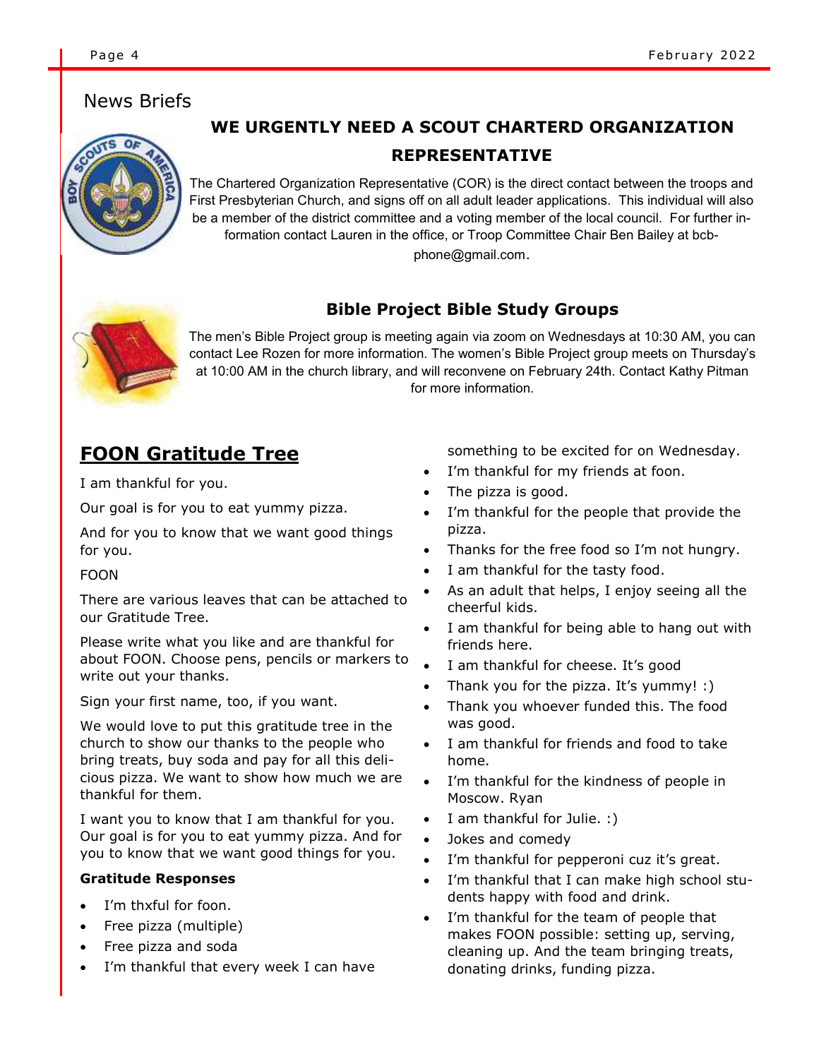## News Briefs

### WE URGENTLY NEED A SCOUT CHARTERD ORGANIZATION REPRESENTATIVE

The Chartered Organization Representative (COR) is the direct contact between the troops and First Presbyterian Church, and signs off on all adult leader applications. This individual will also be a member of the district committee and a voting member of the local council. For further information contact Lauren in the office, or Troop Committee Chair Ben Bailey at bcb-phone@gmail.com.

### Bible Project Bible Study Groups

The men's Bible Project group is meeting again via zoom on Wednesdays at 10:30 AM, you can contact Lee Rozen for more information. The women's Bible Project group meets on Thursday's at 10:00 AM in the church library, and will reconvene on February 24th. Contact Kathy Pitman for more information.

## FOON Gratitude Tree

I am thankful for you.

Our goal is for you to eat yummy pizza.

And for you to know that we want good things for you.

FOON

There are various leaves that can be attached to our Gratitude Tree.

Please write what you like and are thankful for about FOON. Choose pens, pencils or markers to write out your thanks.

Sign your first name, too, if you want.

We would love to put this gratitude tree in the church to show our thanks to the people who bring treats, buy soda and pay for all this delicious pizza. We want to show how much we are thankful for them.

I want you to know that I am thankful for you. Our goal is for you to eat yummy pizza. And for you to know that we want good things for you.

**Gratitude Responses**

- I'm thxful for foon.
- Free pizza (multiple)
- Free pizza and soda
- I'm thankful that every week I can have something to be excited for on Wednesday.
- I'm thankful for my friends at foon.
- The pizza is good.
- I'm thankful for the people that provide the pizza.
- Thanks for the free food so I'm not hungry.
- I am thankful for the tasty food.
- As an adult that helps, I enjoy seeing all the cheerful kids.
- I am thankful for being able to hang out with friends here.
- I am thankful for cheese. It's good
- Thank you for the pizza. It's yummy! :)
- Thank you whoever funded this. The food was good.
- I am thankful for friends and food to take home.
- I'm thankful for the kindness of people in Moscow. Ryan
- I am thankful for Julie. :)
- Jokes and comedy
- I'm thankful for pepperoni cuz it's great.
- I'm thankful that I can make high school students happy with food and drink.
- I'm thankful for the team of people that makes FOON possible: setting up, serving, cleaning up. And the team bringing treats, donating drinks, funding pizza.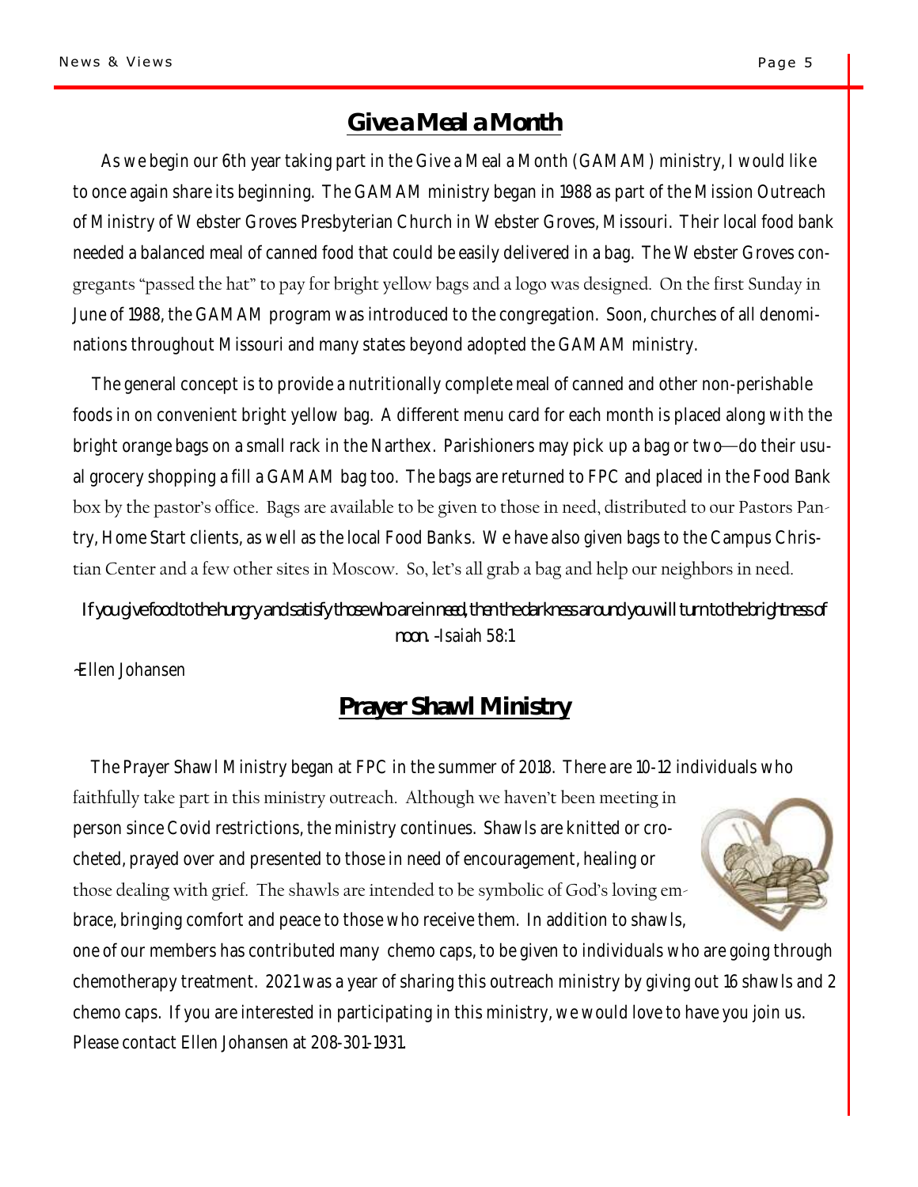## Give a Meal a Month

As we begin our 6th year taking part in the Give a Meal a Month (GAMAM) ministry, I would like to once again share its beginning. The GAMAM ministry began in 1988 as part of the Mission Outreach of Ministry of Webster Groves Presbyterian Church in Webster Groves, Missouri. Their local food bank needed a balanced meal of canned food that could be easily delivered in a bag. The Webster Groves congregants "passed the hat" to pay for bright yellow bags and a logo was designed. On the first Sunday in June of 1988, the GAMAM program was introduced to the congregation. Soon, churches of all denominations throughout Missouri and many states beyond adopted the GAMAM ministry.

The general concept is to provide a nutritionally complete meal of canned and other non-perishable foods in on convenient bright yellow bag. A different menu card for each month is placed along with the bright orange bags on a small rack in the Narthex. Parishioners may pick up a bag or two—do their usual grocery shopping a fill a GAMAM bag too. The bags are returned to FPC and placed in the Food Bank box by the pastor's office. Bags are available to be given to those in need, distributed to our Pastors Pantry, Home Start clients, as well as the local Food Banks. We have also given bags to the Campus Christian Center and a few other sites in Moscow. So, let's all grab a bag and help our neighbors in need.

*If you give food to the hungry and satisfy those who are in need, then the darkness around you will turn to the brightness of noon.* -Isaiah 58:1

~Ellen Johansen

## Prayer Shawl Ministry

The Prayer Shawl Ministry began at FPC in the summer of 2018. There are 10-12 individuals who faithfully take part in this ministry outreach. Although we haven't been meeting in person since Covid restrictions, the ministry continues. Shawls are knitted or crocheted, prayed over and presented to those in need of encouragement, healing or those dealing with grief. The shawls are intended to be symbolic of God's loving embrace, bringing comfort and peace to those who receive them. In addition to shawls, one of our members has contributed many chemo caps, to be given to individuals who are going through chemotherapy treatment. 2021 was a year of sharing this outreach ministry by giving out 16 shawls and 2 chemo caps. If you are interested in participating in this ministry, we would love to have you join us. Please contact Ellen Johansen at 208-301-1931.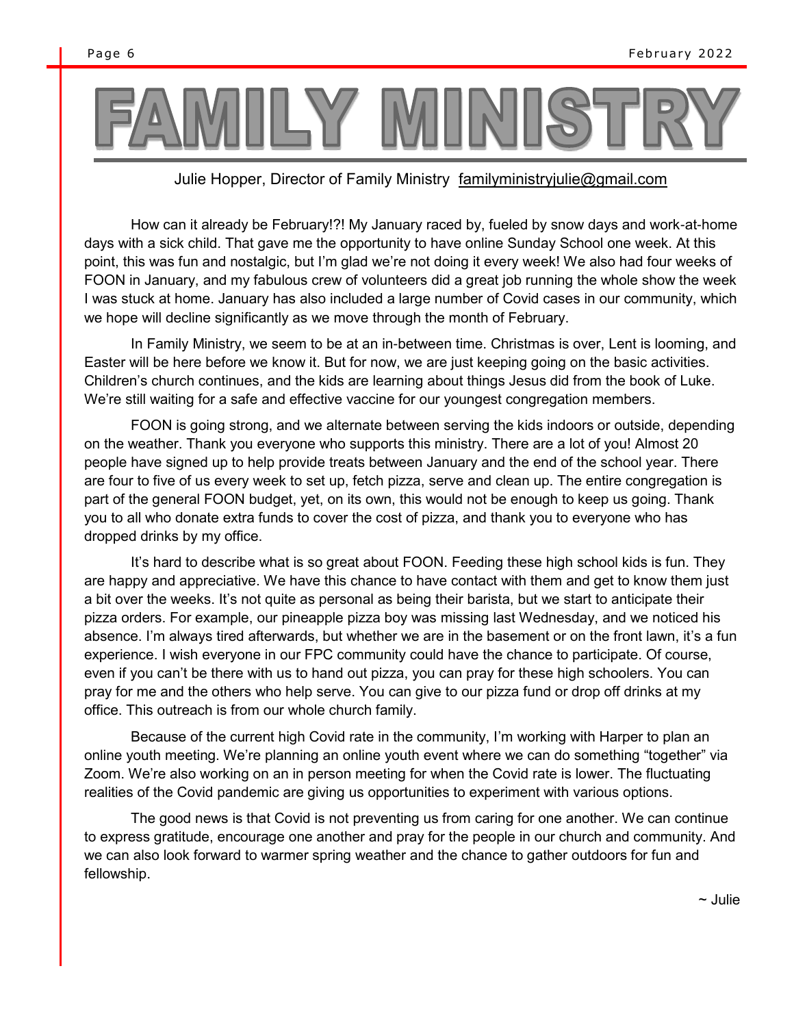# FAMILY MINISTRY

Julie Hopper, Director of Family Ministry familyministryjulie@gmail.com

How can it already be February!?! My January raced by, fueled by snow days and work-at-home days with a sick child. That gave me the opportunity to have online Sunday School one week. At this point, this was fun and nostalgic, but I'm glad we're not doing it every week! We also had four weeks of FOON in January, and my fabulous crew of volunteers did a great job running the whole show the week I was stuck at home. January has also included a large number of Covid cases in our community, which we hope will decline significantly as we move through the month of February.

In Family Ministry, we seem to be at an in-between time. Christmas is over, Lent is looming, and Easter will be here before we know it. But for now, we are just keeping going on the basic activities. Children's church continues, and the kids are learning about things Jesus did from the book of Luke. We're still waiting for a safe and effective vaccine for our youngest congregation members.

FOON is going strong, and we alternate between serving the kids indoors or outside, depending on the weather. Thank you everyone who supports this ministry. There are a lot of you! Almost 20 people have signed up to help provide treats between January and the end of the school year. There are four to five of us every week to set up, fetch pizza, serve and clean up. The entire congregation is part of the general FOON budget, yet, on its own, this would not be enough to keep us going. Thank you to all who donate extra funds to cover the cost of pizza, and thank you to everyone who has dropped drinks by my office.

It's hard to describe what is so great about FOON. Feeding these high school kids is fun. They are happy and appreciative. We have this chance to have contact with them and get to know them just a bit over the weeks. It's not quite as personal as being their barista, but we start to anticipate their pizza orders. For example, our pineapple pizza boy was missing last Wednesday, and we noticed his absence. I'm always tired afterwards, but whether we are in the basement or on the front lawn, it's a fun experience. I wish everyone in our FPC community could have the chance to participate. Of course, even if you can't be there with us to hand out pizza, you can pray for these high schoolers. You can pray for me and the others who help serve. You can give to our pizza fund or drop off drinks at my office. This outreach is from our whole church family.

Because of the current high Covid rate in the community, I'm working with Harper to plan an online youth meeting. We're planning an online youth event where we can do something "together" via Zoom. We're also working on an in person meeting for when the Covid rate is lower. The fluctuating realities of the Covid pandemic are giving us opportunities to experiment with various options.

The good news is that Covid is not preventing us from caring for one another. We can continue to express gratitude, encourage one another and pray for the people in our church and community. And we can also look forward to warmer spring weather and the chance to gather outdoors for fun and fellowship.

~ Julie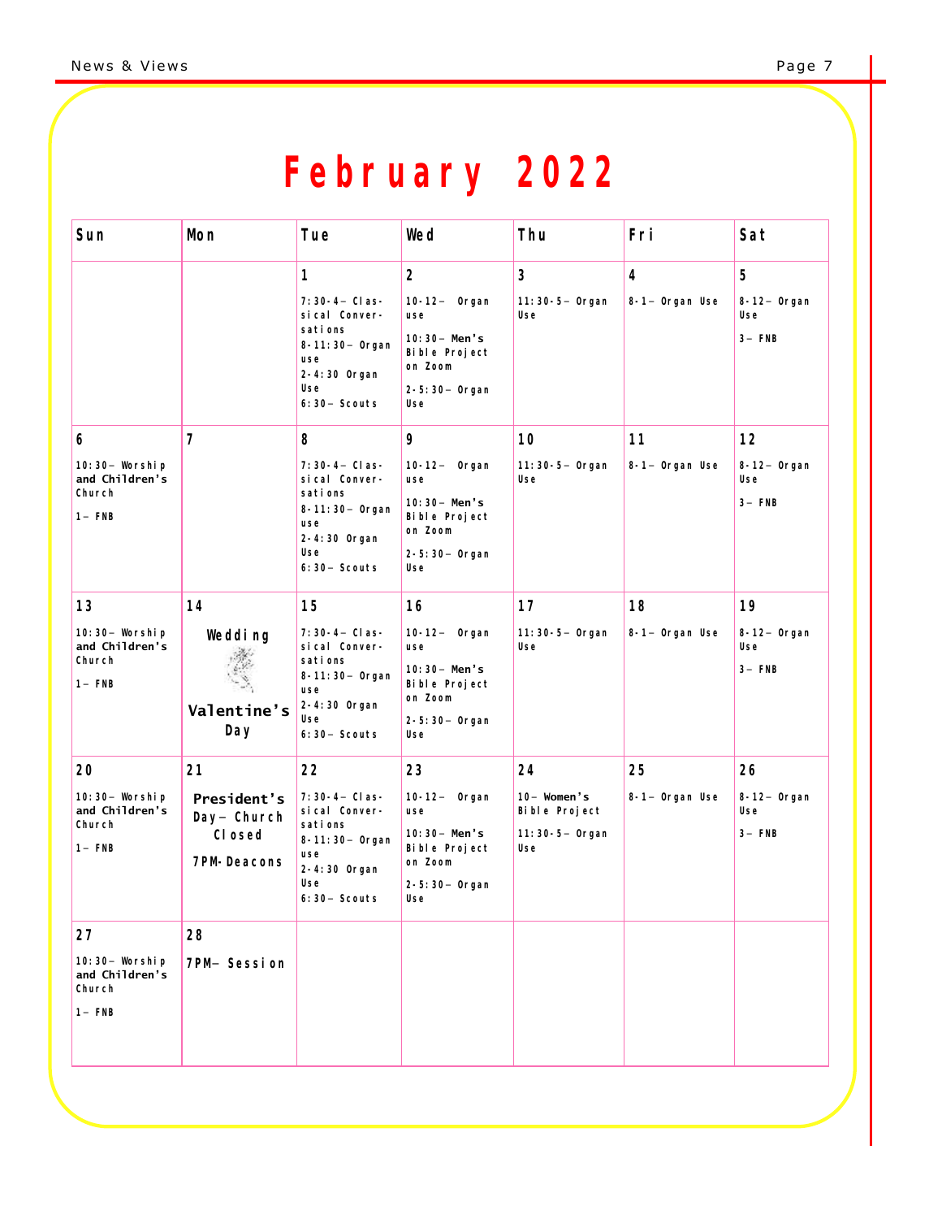# February 2022

| Sun | Mon | Tue | Wed | Thu | Fri | Sat |
|---|---|---|---|---|---|---|
| | | **1**<br>7:30-4– Classical Conversations<br>8-11:30– Organ use<br>2-4:30 Organ Use<br>6:30– Scouts | **2**<br>10-12– Organ use<br>10:30– Men's Bible Project on Zoom<br>2-5:30– Organ Use | **3**<br>11:30-5– Organ Use | **4**<br>8-1– Organ Use | **5**<br>8-12– Organ Use<br>3– FNB |
| **6**<br>10:30– Worship and Children's Church<br>1– FNB | **7** | **8**<br>7:30-4– Classical Conversations<br>8-11:30– Organ use<br>2-4:30 Organ Use<br>6:30– Scouts | **9**<br>10-12– Organ use<br>10:30– Men's Bible Project on Zoom<br>2-5:30– Organ Use | **10**<br>11:30-5– Organ Use | **11**<br>8-1– Organ Use | **12**<br>8-12– Organ Use<br>3– FNB |
| **13**<br>10:30– Worship and Children's Church<br>1– FNB | **14**<br>Wedding<br>Valentine's Day | **15**<br>7:30-4– Classical Conversations<br>8-11:30– Organ use<br>2-4:30 Organ Use<br>6:30– Scouts | **16**<br>10-12– Organ use<br>10:30– Men's Bible Project on Zoom<br>2-5:30– Organ Use | **17**<br>11:30-5– Organ Use | **18**<br>8-1– Organ Use | **19**<br>8-12– Organ Use<br>3– FNB |
| **20**<br>10:30– Worship and Children's Church<br>1– FNB | **21**<br>President's Day– Church Closed<br>7PM-Deacons | **22**<br>7:30-4– Classical Conversations<br>8-11:30– Organ use<br>2-4:30 Organ Use<br>6:30– Scouts | **23**<br>10-12– Organ use<br>10:30– Men's Bible Project on Zoom<br>2-5:30– Organ Use | **24**<br>10– Women's Bible Project<br>11:30-5– Organ Use | **25**<br>8-1– Organ Use | **26**<br>8-12– Organ Use<br>3– FNB |
| **27**<br>10:30– Worship and Children's Church<br>1– FNB | **28**<br>7PM– Session | | | | | |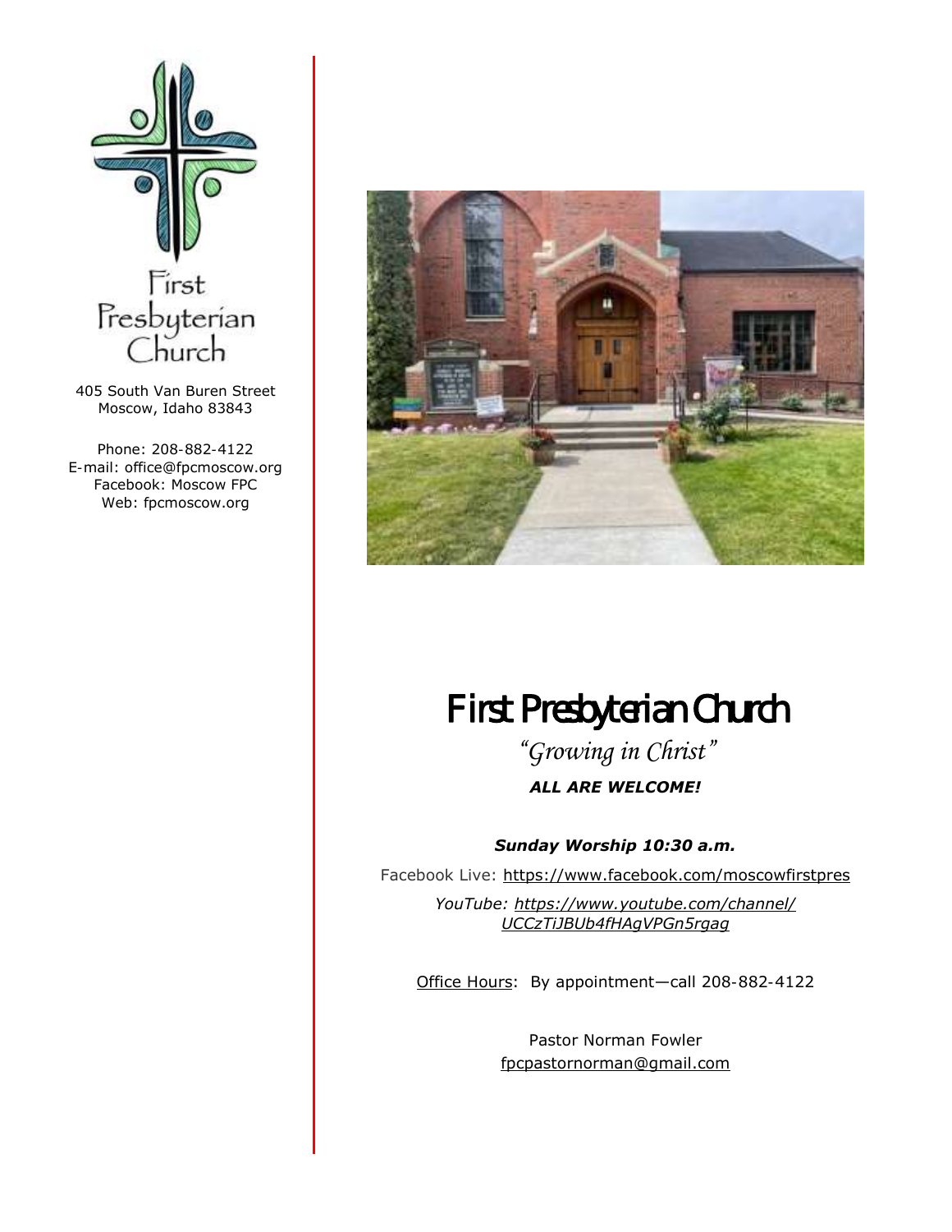First
Presbyterian
Church

405 South Van Buren Street
Moscow, Idaho 83843

Phone: 208-882-4122
E-mail: office@fpcmoscow.org
Facebook: Moscow FPC
Web: fpcmoscow.org

# First Presbyterian Church

*"Growing in Christ"*

***ALL ARE WELCOME!***

***Sunday Worship 10:30 a.m.***

Facebook Live: https://www.facebook.com/moscowfirstpres

*YouTube: https://www.youtube.com/channel/UCCzTiJBUb4fHAgVPGn5rgag*

Office Hours: By appointment—call 208-882-4122

Pastor Norman Fowler
fpcpastornorman@gmail.com